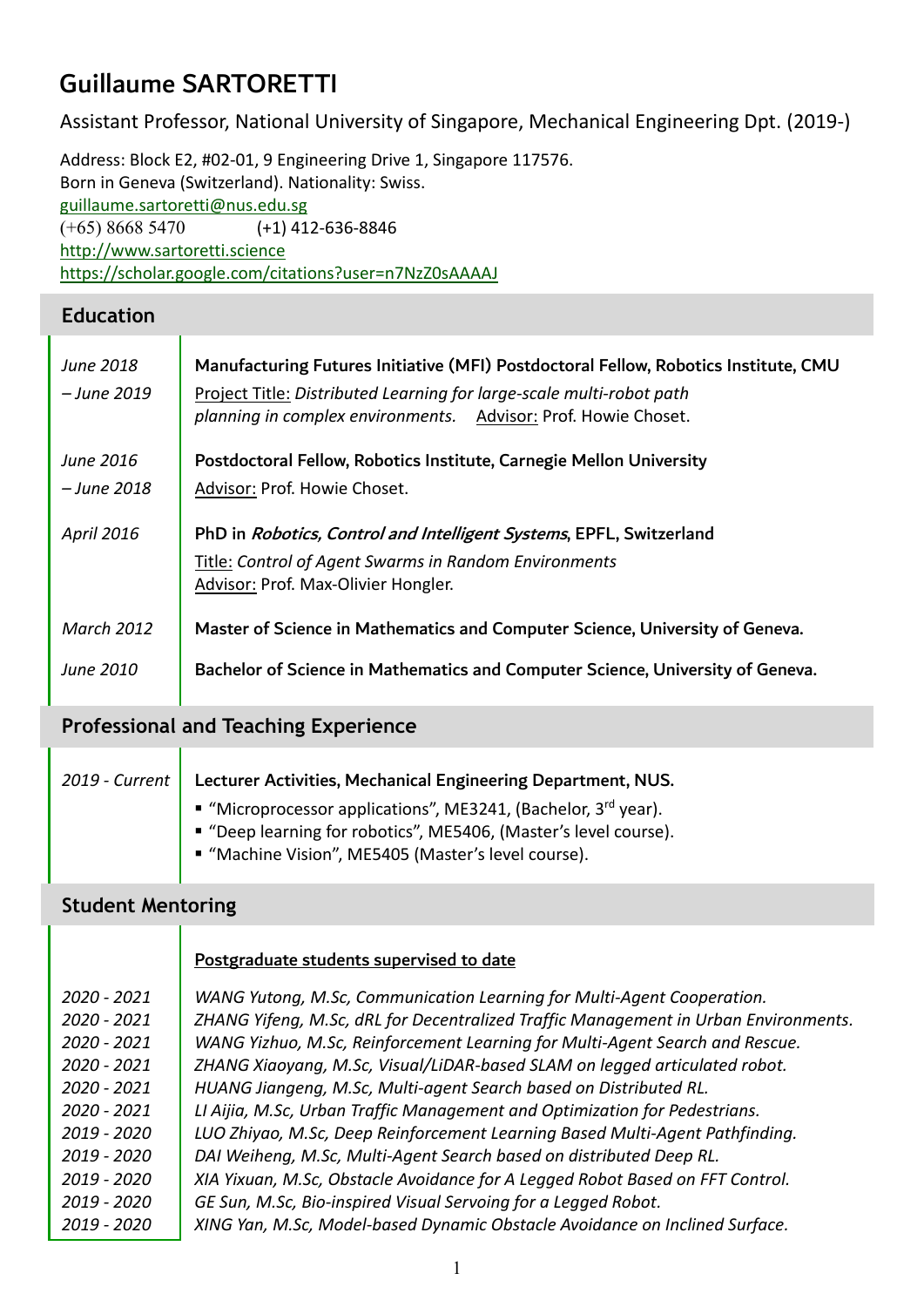# Guillaume SARTORETTI

Assistant Professor, National University of Singapore, Mechanical Engineering Dpt. (2019-)

Address: Block E2, #02-01, 9 Engineering Drive 1, Singapore 117576.
Born in Geneva (Switzerland). Nationality: Swiss.
guillaume.sartoretti@nus.edu.sg
(+65) 8668 5470 (+1) 412-636-8846
http://www.sartoretti.science
https://scholar.google.com/citations?user=n7NzZ0sAAAAJ

## Education

*June 2018 – June 2019* — **Manufacturing Futures Initiative (MFI) Postdoctoral Fellow, Robotics Institute, CMU**
Project Title: *Distributed Learning for large-scale multi-robot path planning in complex environments.* Advisor: Prof. Howie Choset.

*June 2016 – June 2018* — **Postdoctoral Fellow, Robotics Institute, Carnegie Mellon University**
Advisor: Prof. Howie Choset.

*April 2016* — **PhD in *Robotics, Control and Intelligent Systems*, EPFL, Switzerland**
Title: *Control of Agent Swarms in Random Environments*
Advisor: Prof. Max-Olivier Hongler.

*March 2012* — **Master of Science in Mathematics and Computer Science, University of Geneva.**

*June 2010* — **Bachelor of Science in Mathematics and Computer Science, University of Geneva.**

## Professional and Teaching Experience

*2019 - Current* — **Lecturer Activities, Mechanical Engineering Department, NUS.**

- "Microprocessor applications", ME3241, (Bachelor, 3rd year).
- "Deep learning for robotics", ME5406, (Master's level course).
- "Machine Vision", ME5405 (Master's level course).

## Student Mentoring

**Postgraduate students supervised to date**

*2020 - 2021* — *WANG Yutong, M.Sc, Communication Learning for Multi-Agent Cooperation.*
*2020 - 2021* — *ZHANG Yifeng, M.Sc, dRL for Decentralized Traffic Management in Urban Environments.*
*2020 - 2021* — *WANG Yizhuo, M.Sc, Reinforcement Learning for Multi-Agent Search and Rescue.*
*2020 - 2021* — *ZHANG Xiaoyang, M.Sc, Visual/LiDAR-based SLAM on legged articulated robot.*
*2020 - 2021* — *HUANG Jiangeng, M.Sc, Multi-agent Search based on Distributed RL.*
*2020 - 2021* — *LI Aijia, M.Sc, Urban Traffic Management and Optimization for Pedestrians.*
*2019 - 2020* — *LUO Zhiyao, M.Sc, Deep Reinforcement Learning Based Multi-Agent Pathfinding.*
*2019 - 2020* — *DAI Weiheng, M.Sc, Multi-Agent Search based on distributed Deep RL.*
*2019 - 2020* — *XIA Yixuan, M.Sc, Obstacle Avoidance for A Legged Robot Based on FFT Control.*
*2019 - 2020* — *GE Sun, M.Sc, Bio-inspired Visual Servoing for a Legged Robot.*
*2019 - 2020* — *XING Yan, M.Sc, Model-based Dynamic Obstacle Avoidance on Inclined Surface.*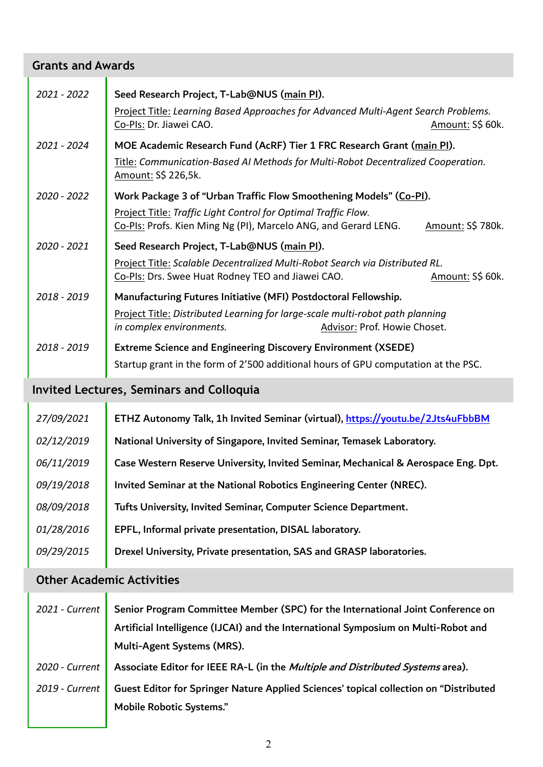## Grants and Awards

**2021 - 2022** — **Seed Research Project, T-Lab@NUS (main PI).**
Project Title: *Learning Based Approaches for Advanced Multi-Agent Search Problems.*
Co-PIs: Dr. Jiawei CAO. Amount: S$ 60k.

**2021 - 2024** — **MOE Academic Research Fund (AcRF) Tier 1 FRC Research Grant (main PI).**
Title: *Communication-Based AI Methods for Multi-Robot Decentralized Cooperation.*
Amount: S$ 226,5k.

**2020 - 2022** — **Work Package 3 of "Urban Traffic Flow Smoothening Models" (Co-PI).**
Project Title: *Traffic Light Control for Optimal Traffic Flow.*
Co-PIs: Profs. Kien Ming Ng (PI), Marcelo ANG, and Gerard LENG. Amount: S$ 780k.

**2020 - 2021** — **Seed Research Project, T-Lab@NUS (main PI).**
Project Title: *Scalable Decentralized Multi-Robot Search via Distributed RL.*
Co-PIs: Drs. Swee Huat Rodney TEO and Jiawei CAO. Amount: S$ 60k.

**2018 - 2019** — **Manufacturing Futures Initiative (MFI) Postdoctoral Fellowship.**
Project Title: *Distributed Learning for large-scale multi-robot path planning in complex environments.* Advisor: Prof. Howie Choset.

**2018 - 2019** — **Extreme Science and Engineering Discovery Environment (XSEDE)**
Startup grant in the form of 2'500 additional hours of GPU computation at the PSC.

## Invited Lectures, Seminars and Colloquia

| | |
|---|---|
| *27/09/2021* | **ETHZ Autonomy Talk, 1h Invited Seminar (virtual), https://youtu.be/2Jts4uFbbBM** |
| *02/12/2019* | **National University of Singapore, Invited Seminar, Temasek Laboratory.** |
| *06/11/2019* | **Case Western Reserve University, Invited Seminar, Mechanical & Aerospace Eng. Dpt.** |
| *09/19/2018* | **Invited Seminar at the National Robotics Engineering Center (NREC).** |
| *08/09/2018* | **Tufts University, Invited Seminar, Computer Science Department.** |
| *01/28/2016* | **EPFL, Informal private presentation, DISAL laboratory.** |
| *09/29/2015* | **Drexel University, Private presentation, SAS and GRASP laboratories.** |

## Other Academic Activities

| | |
|---|---|
| *2021 - Current* | **Senior Program Committee Member (SPC) for the International Joint Conference on Artificial Intelligence (IJCAI) and the International Symposium on Multi-Robot and Multi-Agent Systems (MRS).** |
| *2020 - Current* | **Associate Editor for IEEE RA-L (in the *Multiple and Distributed Systems* area).** |
| *2019 - Current* | **Guest Editor for Springer Nature Applied Sciences' topical collection on "Distributed Mobile Robotic Systems."** |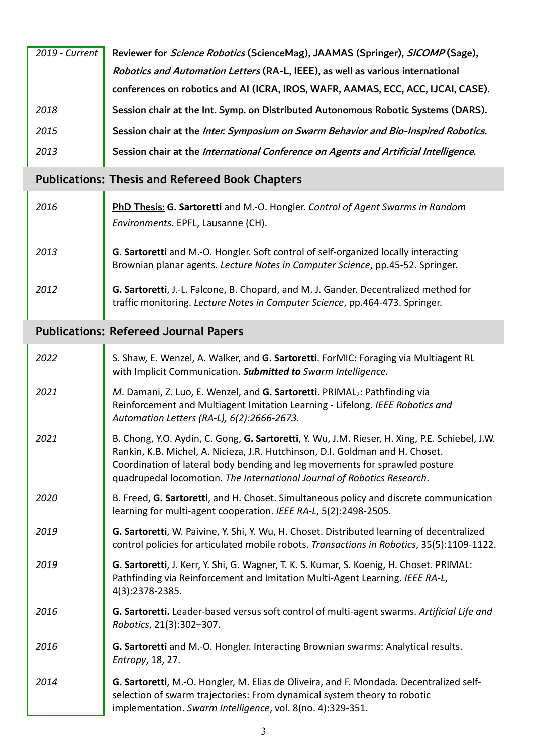| | |
|---|---|
| *2019 - Current* | **Reviewer for *Science Robotics* (ScienceMag), JAAMAS (Springer), *SICOMP* (Sage), *Robotics and Automation Letters* (RA-L, IEEE), as well as various international conferences on robotics and AI (ICRA, IROS, WAFR, AAMAS, ECC, ACC, IJCAI, CASE).** |
| *2018* | **Session chair at the Int. Symp. on Distributed Autonomous Robotic Systems (DARS).** |
| *2015* | **Session chair at the *Inter. Symposium on Swarm Behavior and Bio-Inspired Robotics.*** |
| *2013* | **Session chair at the *International Conference on Agents and Artificial Intelligence.*** |

## Publications: Thesis and Refereed Book Chapters

| | |
|---|---|
| *2016* | **PhD Thesis:** **G. Sartoretti** and M.-O. Hongler. *Control of Agent Swarms in Random Environments*. EPFL, Lausanne (CH). |
| *2013* | **G. Sartoretti** and M.-O. Hongler. Soft control of self-organized locally interacting Brownian planar agents. *Lecture Notes in Computer Science*, pp.45-52. Springer. |
| *2012* | **G. Sartoretti**, J.-L. Falcone, B. Chopard, and M. J. Gander. Decentralized method for traffic monitoring. *Lecture Notes in Computer Science*, pp.464-473. Springer. |

## Publications: Refereed Journal Papers

| | |
|---|---|
| *2022* | S. Shaw, E. Wenzel, A. Walker, and **G. Sartoretti**. ForMIC: Foraging via Multiagent RL with Implicit Communication. ***Submitted to*** *Swarm Intelligence.* |
| *2021* | *M*. Damani, Z. Luo, E. Wenzel, and **G. Sartoretti**. PRIMAL$_2$: Pathfinding via Reinforcement and Multiagent Imitation Learning - Lifelong. *IEEE Robotics and Automation Letters (RA-L), 6(2):2666-2673.* |
| *2021* | B. Chong, Y.O. Aydin, C. Gong, **G. Sartoretti**, Y. Wu, J.M. Rieser, H. Xing, P.E. Schiebel, J.W. Rankin, K.B. Michel, A. Nicieza, J.R. Hutchinson, D.I. Goldman and H. Choset. Coordination of lateral body bending and leg movements for sprawled posture quadrupedal locomotion. *The International Journal of Robotics Research*. |
| *2020* | B. Freed, **G. Sartoretti**, and H. Choset. Simultaneous policy and discrete communication learning for multi-agent cooperation. *IEEE RA-L*, 5(2):2498-2505. |
| *2019* | **G. Sartoretti**, W. Paivine, Y. Shi, Y. Wu, H. Choset. Distributed learning of decentralized control policies for articulated mobile robots. *Transactions in Robotics*, 35(5):1109-1122. |
| *2019* | **G. Sartoretti**, J. Kerr, Y. Shi, G. Wagner, T. K. S. Kumar, S. Koenig, H. Choset. PRIMAL: Pathfinding via Reinforcement and Imitation Multi-Agent Learning. *IEEE RA-L*, 4(3):2378-2385. |
| *2016* | **G. Sartoretti.** Leader-based versus soft control of multi-agent swarms. *Artificial Life and Robotics*, 21(3):302–307. |
| *2016* | **G. Sartoretti** and M.-O. Hongler. Interacting Brownian swarms: Analytical results. *Entropy*, 18, 27. |
| *2014* | **G. Sartoretti**, M.-O. Hongler, M. Elias de Oliveira, and F. Mondada. Decentralized self-selection of swarm trajectories: From dynamical system theory to robotic implementation. *Swarm Intelligence*, vol. 8(no. 4):329-351. |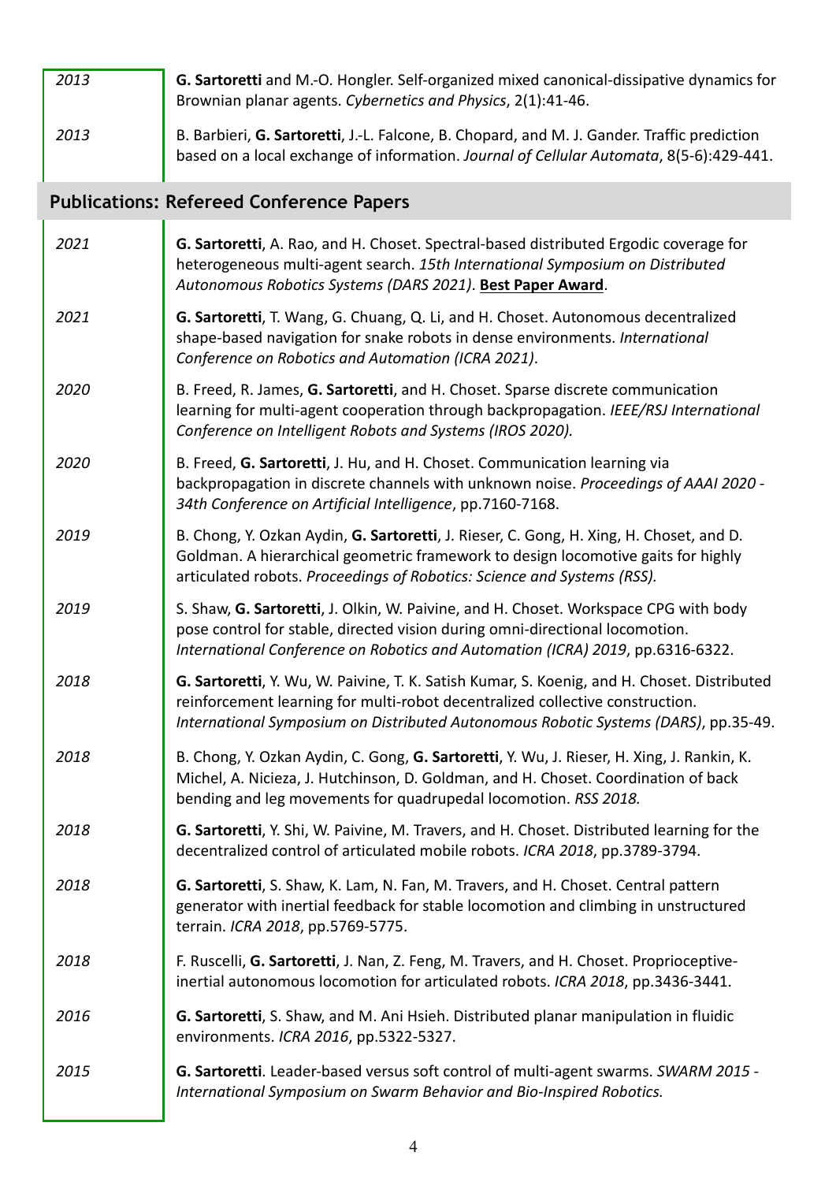*2013* **G. Sartoretti** and M.-O. Hongler. Self-organized mixed canonical-dissipative dynamics for Brownian planar agents. *Cybernetics and Physics*, 2(1):41-46.

*2013* B. Barbieri, **G. Sartoretti**, J.-L. Falcone, B. Chopard, and M. J. Gander. Traffic prediction based on a local exchange of information. *Journal of Cellular Automata*, 8(5-6):429-441.

## Publications: Refereed Conference Papers

*2021* **G. Sartoretti**, A. Rao, and H. Choset. Spectral-based distributed Ergodic coverage for heterogeneous multi-agent search. *15th International Symposium on Distributed Autonomous Robotics Systems (DARS 2021)*. **Best Paper Award**.

*2021* **G. Sartoretti**, T. Wang, G. Chuang, Q. Li, and H. Choset. Autonomous decentralized shape-based navigation for snake robots in dense environments. *International Conference on Robotics and Automation (ICRA 2021)*.

*2020* B. Freed, R. James, **G. Sartoretti**, and H. Choset. Sparse discrete communication learning for multi-agent cooperation through backpropagation. *IEEE/RSJ International Conference on Intelligent Robots and Systems (IROS 2020).*

*2020* B. Freed, **G. Sartoretti**, J. Hu, and H. Choset. Communication learning via backpropagation in discrete channels with unknown noise. *Proceedings of AAAI 2020 - 34th Conference on Artificial Intelligence*, pp.7160-7168.

*2019* B. Chong, Y. Ozkan Aydin, **G. Sartoretti**, J. Rieser, C. Gong, H. Xing, H. Choset, and D. Goldman. A hierarchical geometric framework to design locomotive gaits for highly articulated robots. *Proceedings of Robotics: Science and Systems (RSS).*

*2019* S. Shaw, **G. Sartoretti**, J. Olkin, W. Paivine, and H. Choset. Workspace CPG with body pose control for stable, directed vision during omni-directional locomotion. *International Conference on Robotics and Automation (ICRA) 2019*, pp.6316-6322.

*2018* **G. Sartoretti**, Y. Wu, W. Paivine, T. K. Satish Kumar, S. Koenig, and H. Choset. Distributed reinforcement learning for multi-robot decentralized collective construction. *International Symposium on Distributed Autonomous Robotic Systems (DARS)*, pp.35-49.

*2018* B. Chong, Y. Ozkan Aydin, C. Gong, **G. Sartoretti**, Y. Wu, J. Rieser, H. Xing, J. Rankin, K. Michel, A. Nicieza, J. Hutchinson, D. Goldman, and H. Choset. Coordination of back bending and leg movements for quadrupedal locomotion. *RSS 2018.*

*2018* **G. Sartoretti**, Y. Shi, W. Paivine, M. Travers, and H. Choset. Distributed learning for the decentralized control of articulated mobile robots. *ICRA 2018*, pp.3789-3794.

*2018* **G. Sartoretti**, S. Shaw, K. Lam, N. Fan, M. Travers, and H. Choset. Central pattern generator with inertial feedback for stable locomotion and climbing in unstructured terrain. *ICRA 2018*, pp.5769-5775.

*2018* F. Ruscelli, **G. Sartoretti**, J. Nan, Z. Feng, M. Travers, and H. Choset. Proprioceptive-inertial autonomous locomotion for articulated robots. *ICRA 2018*, pp.3436-3441.

*2016* **G. Sartoretti**, S. Shaw, and M. Ani Hsieh. Distributed planar manipulation in fluidic environments. *ICRA 2016*, pp.5322-5327.

*2015* **G. Sartoretti**. Leader-based versus soft control of multi-agent swarms. *SWARM 2015 - International Symposium on Swarm Behavior and Bio-Inspired Robotics.*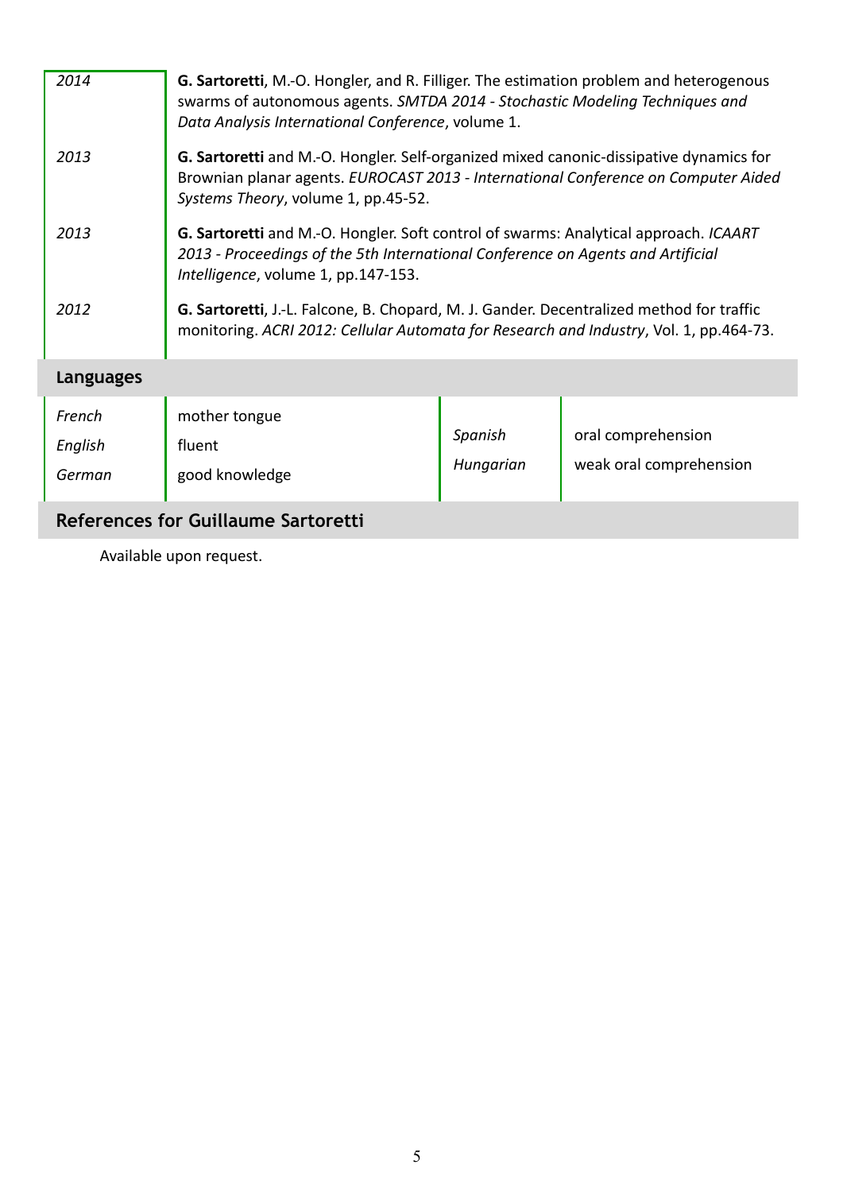| | |
|---|---|
| *2014* | **G. Sartoretti**, M.-O. Hongler, and R. Filliger. The estimation problem and heterogenous swarms of autonomous agents. *SMTDA 2014 - Stochastic Modeling Techniques and Data Analysis International Conference*, volume 1. |
| *2013* | **G. Sartoretti** and M.-O. Hongler. Self-organized mixed canonic-dissipative dynamics for Brownian planar agents. *EUROCAST 2013 - International Conference on Computer Aided Systems Theory*, volume 1, pp.45-52. |
| *2013* | **G. Sartoretti** and M.-O. Hongler. Soft control of swarms: Analytical approach. *ICAART 2013 - Proceedings of the 5th International Conference on Agents and Artificial Intelligence*, volume 1, pp.147-153. |
| *2012* | **G. Sartoretti**, J.-L. Falcone, B. Chopard, M. J. Gander. Decentralized method for traffic monitoring. *ACRI 2012: Cellular Automata for Research and Industry*, Vol. 1, pp.464-73. |

## Languages

| | | | |
|---|---|---|---|
| *French* | mother tongue | *Spanish* | oral comprehension |
| *English* | fluent | *Hungarian* | weak oral comprehension |
| *German* | good knowledge | | |

## References for Guillaume Sartoretti

Available upon request.